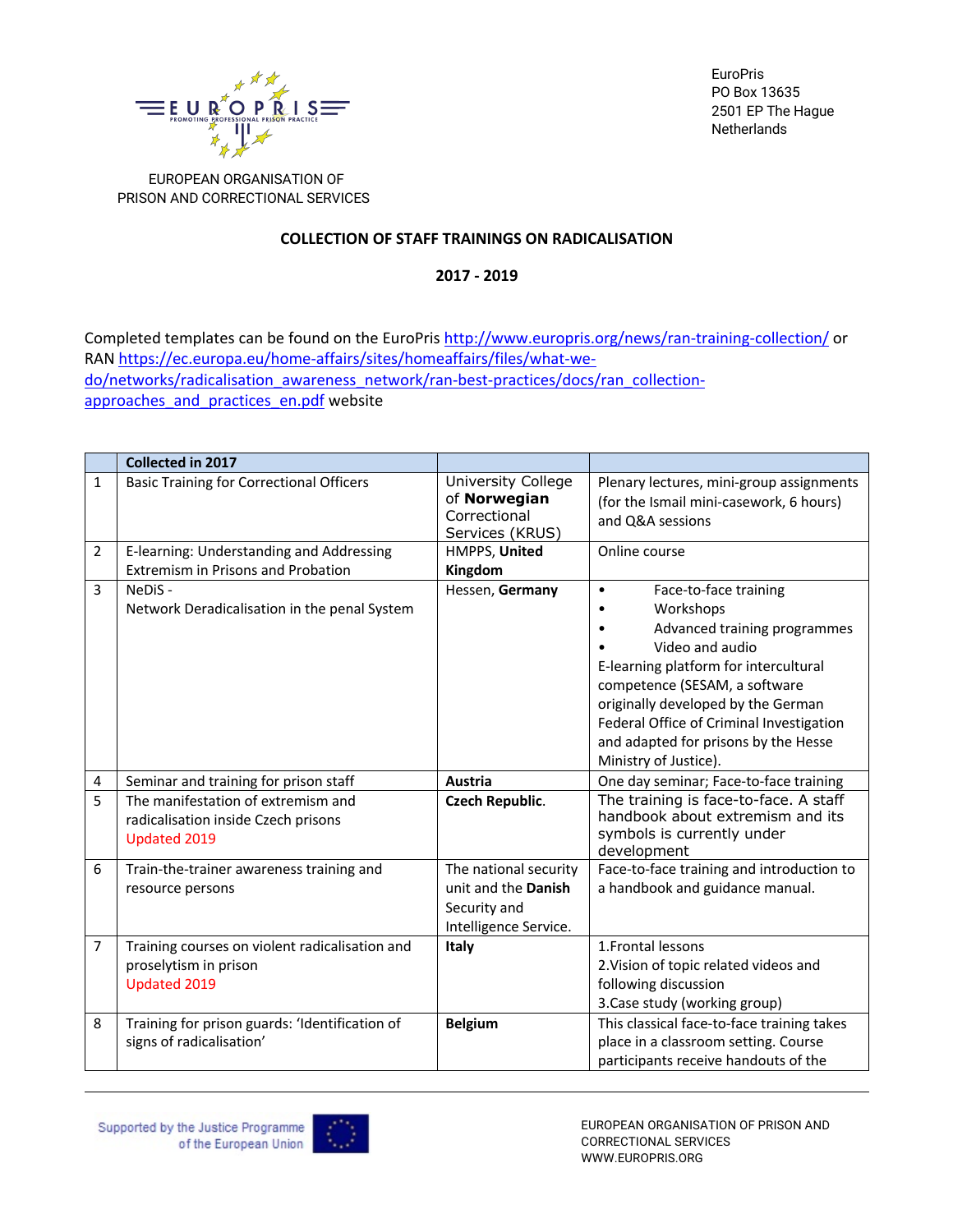EUROPEAN ORGANISATION OF PRISON AND CORRECTIONAL SERVICES

EuroPris
PO Box 13635
2501 EP The Hague
Netherlands

## COLLECTION OF STAFF TRAININGS ON RADICALISATION

## 2017 - 2019

Completed templates can be found on the EuroPris http://www.europris.org/news/ran-training-collection/ or RAN https://ec.europa.eu/home-affairs/sites/homeaffairs/files/what-we-do/networks/radicalisation_awareness_network/ran-best-practices/docs/ran_collection-approaches_and_practices_en.pdf website

| | **Collected in 2017** | | |
|---|---|---|---|
| 1 | Basic Training for Correctional Officers | University College of **Norwegian** Correctional Services (KRUS) | Plenary lectures, mini-group assignments (for the Ismail mini-casework, 6 hours) and Q&A sessions |
| 2 | E-learning: Understanding and Addressing Extremism in Prisons and Probation | HMPPS, **United Kingdom** | Online course |
| 3 | NeDiS - Network Deradicalisation in the penal System | Hessen, **Germany** | • Face-to-face training<br>• Workshops<br>• Advanced training programmes<br>• Video and audio<br>E-learning platform for intercultural competence (SESAM, a software originally developed by the German Federal Office of Criminal Investigation and adapted for prisons by the Hesse Ministry of Justice). |
| 4 | Seminar and training for prison staff | **Austria** | One day seminar; Face-to-face training |
| 5 | The manifestation of extremism and radicalisation inside Czech prisons<br>Updated 2019 | **Czech Republic**. | The training is face-to-face. A staff handbook about extremism and its symbols is currently under development |
| 6 | Train-the-trainer awareness training and resource persons | The national security unit and the **Danish** Security and Intelligence Service. | Face-to-face training and introduction to a handbook and guidance manual. |
| 7 | Training courses on violent radicalisation and proselytism in prison<br>Updated 2019 | **Italy** | 1.Frontal lessons<br>2.Vision of topic related videos and following discussion<br>3.Case study (working group) |
| 8 | Training for prison guards: 'Identification of signs of radicalisation' | **Belgium** | This classical face-to-face training takes place in a classroom setting. Course participants receive handouts of the |

Supported by the Justice Programme of the European Union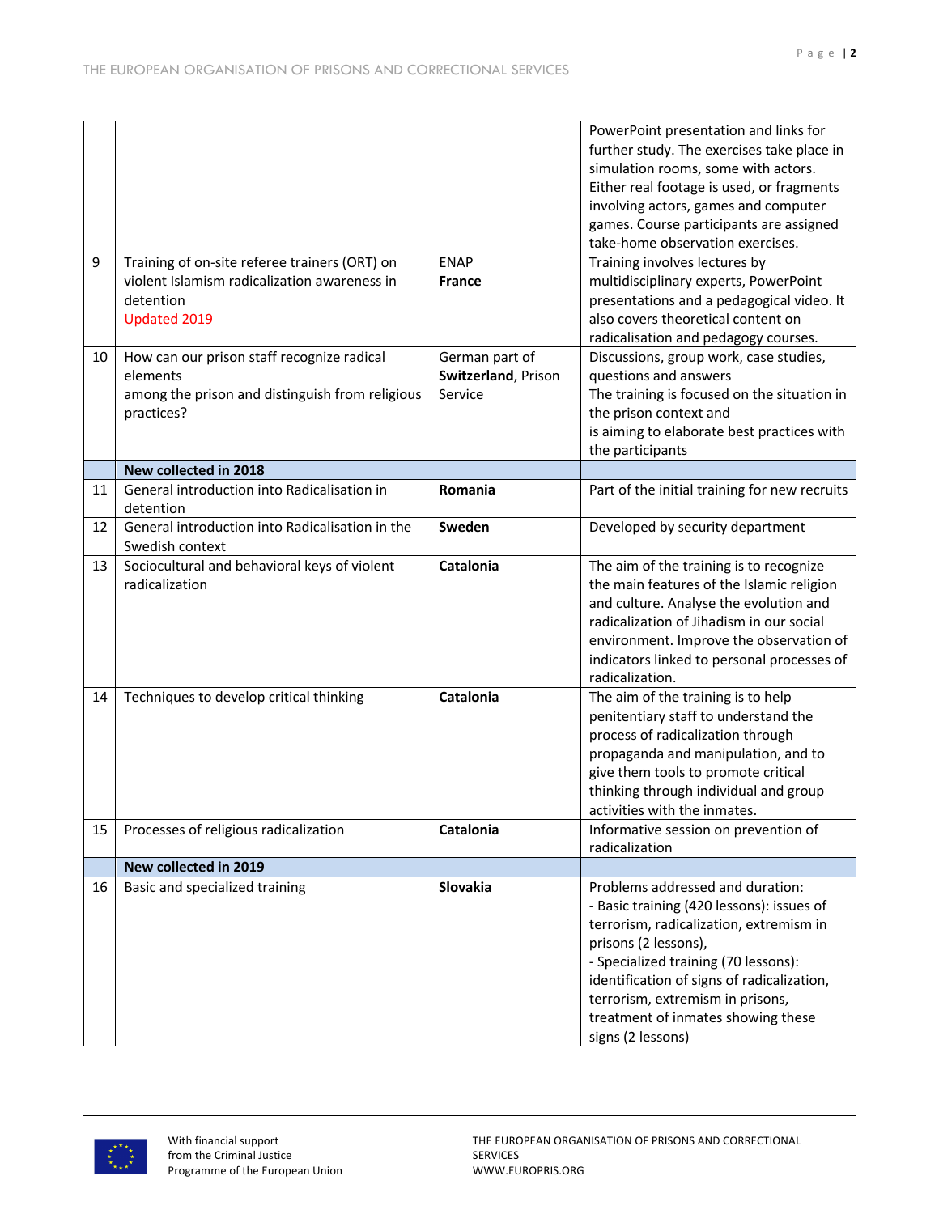| | | | |
|---|---|---|---|
| | | | PowerPoint presentation and links for further study. The exercises take place in simulation rooms, some with actors. Either real footage is used, or fragments involving actors, games and computer games. Course participants are assigned take-home observation exercises. |
| 9 | Training of on-site referee trainers (ORT) on violent Islamism radicalization awareness in detention<br>Updated 2019 | ENAP<br>**France** | Training involves lectures by multidisciplinary experts, PowerPoint presentations and a pedagogical video. It also covers theoretical content on radicalisation and pedagogy courses. |
| 10 | How can our prison staff recognize radical elements<br>among the prison and distinguish from religious practices? | German part of **Switzerland**, Prison Service | Discussions, group work, case studies, questions and answers<br>The training is focused on the situation in the prison context and<br>is aiming to elaborate best practices with the participants |
| | **New collected in 2018** | | |
| 11 | General introduction into Radicalisation in detention | **Romania** | Part of the initial training for new recruits |
| 12 | General introduction into Radicalisation in the Swedish context | **Sweden** | Developed by security department |
| 13 | Sociocultural and behavioral keys of violent radicalization | **Catalonia** | The aim of the training is to recognize the main features of the Islamic religion and culture. Analyse the evolution and radicalization of Jihadism in our social environment. Improve the observation of indicators linked to personal processes of radicalization. |
| 14 | Techniques to develop critical thinking | **Catalonia** | The aim of the training is to help penitentiary staff to understand the process of radicalization through propaganda and manipulation, and to give them tools to promote critical thinking through individual and group activities with the inmates. |
| 15 | Processes of religious radicalization | **Catalonia** | Informative session on prevention of radicalization |
| | **New collected in 2019** | | |
| 16 | Basic and specialized training | **Slovakia** | Problems addressed and duration:<br>- Basic training (420 lessons): issues of terrorism, radicalization, extremism in prisons (2 lessons),<br>- Specialized training (70 lessons): identification of signs of radicalization, terrorism, extremism in prisons, treatment of inmates showing these signs (2 lessons) |

With financial support from the Criminal Justice Programme of the European Union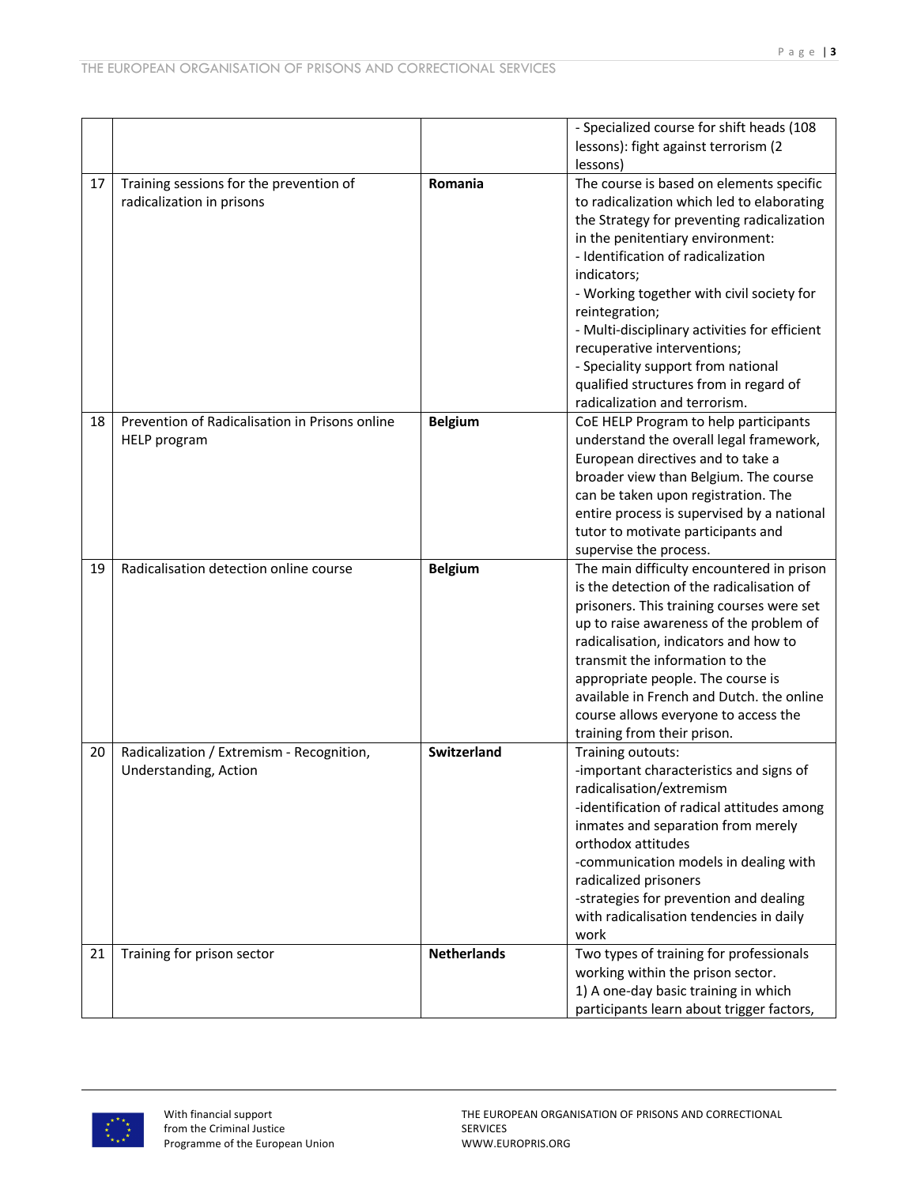| | | | |
|---|---|---|---|
| | | | - Specialized course for shift heads (108 lessons): fight against terrorism (2 lessons) |
| 17 | Training sessions for the prevention of radicalization in prisons | **Romania** | The course is based on elements specific to radicalization which led to elaborating the Strategy for preventing radicalization in the penitentiary environment:<br>- Identification of radicalization indicators;<br>- Working together with civil society for reintegration;<br>- Multi-disciplinary activities for efficient recuperative interventions;<br>- Speciality support from national qualified structures from in regard of radicalization and terrorism. |
| 18 | Prevention of Radicalisation in Prisons online HELP program | **Belgium** | CoE HELP Program to help participants understand the overall legal framework, European directives and to take a broader view than Belgium. The course can be taken upon registration. The entire process is supervised by a national tutor to motivate participants and supervise the process. |
| 19 | Radicalisation detection online course | **Belgium** | The main difficulty encountered in prison is the detection of the radicalisation of prisoners. This training courses were set up to raise awareness of the problem of radicalisation, indicators and how to transmit the information to the appropriate people. The course is available in French and Dutch. the online course allows everyone to access the training from their prison. |
| 20 | Radicalization / Extremism - Recognition, Understanding, Action | **Switzerland** | Training outouts:<br>-important characteristics and signs of radicalisation/extremism<br>-identification of radical attitudes among inmates and separation from merely orthodox attitudes<br>-communication models in dealing with radicalized prisoners<br>-strategies for prevention and dealing with radicalisation tendencies in daily work |
| 21 | Training for prison sector | **Netherlands** | Two types of training for professionals working within the prison sector.<br>1) A one-day basic training in which participants learn about trigger factors, |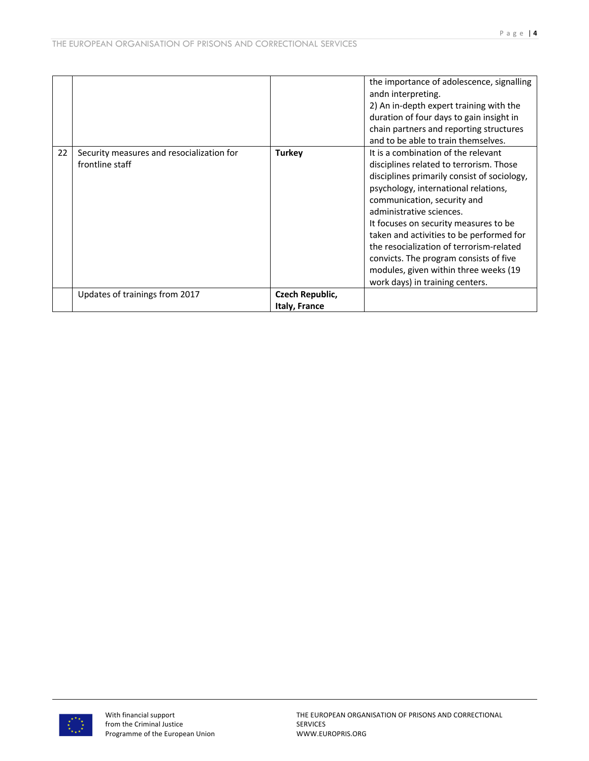| | | | |
|---|---|---|---|
| | | | the importance of adolescence, signalling andn interpreting.<br>2) An in-depth expert training with the duration of four days to gain insight in chain partners and reporting structures and to be able to train themselves. |
| 22 | Security measures and resocialization for frontline staff | **Turkey** | It is a combination of the relevant disciplines related to terrorism. Those disciplines primarily consist of sociology, psychology, international relations, communication, security and administrative sciences.<br>It focuses on security measures to be taken and activities to be performed for the resocialization of terrorism-related convicts. The program consists of five modules, given within three weeks (19 work days) in training centers. |
| | Updates of trainings from 2017 | **Czech Republic, Italy, France** | |